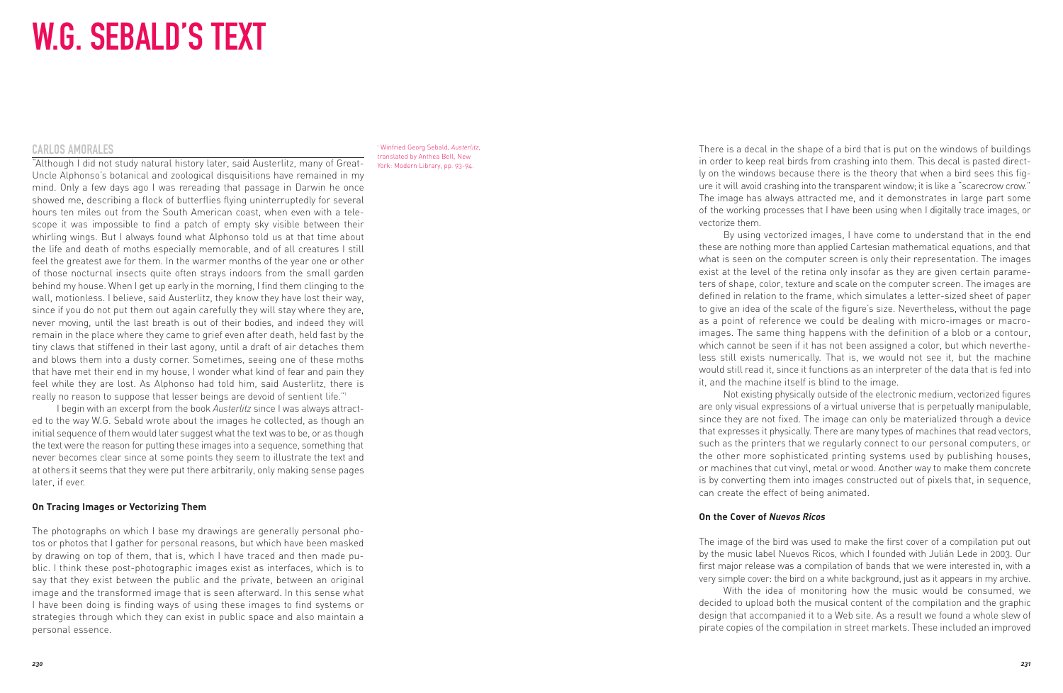# W.G. SEBALD'S TEXT

## CARLOS AMORALES

"Although I did not study natural history later, said Austerlitz, many of Great-Uncle Alphonso's botanical and zoological disquisitions have remained in my mind. Only a few days ago I was rereading that passage in Darwin he once showed me, describing a flock of butterflies flying uninterruptedly for several hours ten miles out from the South American coast, when even with a telescope it was impossible to find a patch of empty sky visible between their whirling wings. But I always found what Alphonso told us at that time about the life and death of moths especially memorable, and of all creatures I still feel the greatest awe for them. In the warmer months of the year one or other of those nocturnal insects quite often strays indoors from the small garden behind my house. When I get up early in the morning, I find them clinging to the wall, motionless. I believe, said Austerlitz, they know they have lost their way, since if you do not put them out again carefully they will stay where they are, never moving, until the last breath is out of their bodies, and indeed they will remain in the place where they came to grief even after death, held fast by the tiny claws that stiffened in their last agony, until a draft of air detaches them and blows them into a dusty corner. Sometimes, seeing one of these moths that have met their end in my house, I wonder what kind of fear and pain they feel while they are lost. As Alphonso had told him, said Austerlitz, there is really no reason to suppose that lesser beings are devoid of sentient life."[1]

I begin with an excerpt from the book *Austerlitz* since I was always attracted to the way W.G. Sebald wrote about the images he collected, as though an initial sequence of them would later suggest what the text was to be, or as though the text were the reason for putting these images into a sequence, something that never becomes clear since at some points they seem to illustrate the text and at others it seems that they were put there arbitrarily, only making sense pages later, if ever.

[1] Winfried Georg Sebald, *Austerlitz*, translated by Anthea Bell, New York: Modern Library, pp. 93-94.

**On Tracing Images or Vectorizing Them**

The photographs on which I base my drawings are generally personal photos or photos that I gather for personal reasons, but which have been masked by drawing on top of them, that is, which I have traced and then made public. I think these post-photographic images exist as interfaces, which is to say that they exist between the public and the private, between an original image and the transformed image that is seen afterward. In this sense what I have been doing is finding ways of using these images to find systems or strategies through which they can exist in public space and also maintain a personal essence.

There is a decal in the shape of a bird that is put on the windows of buildings in order to keep real birds from crashing into them. This decal is pasted directly on the windows because there is the theory that when a bird sees this figure it will avoid crashing into the transparent window; it is like a "scarecrow crow." The image has always attracted me, and it demonstrates in large part some of the working processes that I have been using when I digitally trace images, or vectorize them.

By using vectorized images, I have come to understand that in the end these are nothing more than applied Cartesian mathematical equations, and that what is seen on the computer screen is only their representation. The images exist at the level of the retina only insofar as they are given certain parameters of shape, color, texture and scale on the computer screen. The images are defined in relation to the frame, which simulates a letter-sized sheet of paper to give an idea of the scale of the figure's size. Nevertheless, without the page as a point of reference we could be dealing with micro-images or macro-images. The same thing happens with the definition of a blob or a contour, which cannot be seen if it has not been assigned a color, but which nevertheless still exists numerically. That is, we would not see it, but the machine would still read it, since it functions as an interpreter of the data that is fed into it, and the machine itself is blind to the image.

Not existing physically outside of the electronic medium, vectorized figures are only visual expressions of a virtual universe that is perpetually manipulable, since they are not fixed. The image can only be materialized through a device that expresses it physically. There are many types of machines that read vectors, such as the printers that we regularly connect to our personal computers, or the other more sophisticated printing systems used by publishing houses, or machines that cut vinyl, metal or wood. Another way to make them concrete is by converting them into images constructed out of pixels that, in sequence, can create the effect of being animated.

**On the Cover of *Nuevos Ricos***

The image of the bird was used to make the first cover of a compilation put out by the music label Nuevos Ricos, which I founded with Julián Lede in 2003. Our first major release was a compilation of bands that we were interested in, with a very simple cover: the bird on a white background, just as it appears in my archive.

With the idea of monitoring how the music would be consumed, we decided to upload both the musical content of the compilation and the graphic design that accompanied it to a Web site. As a result we found a whole slew of pirate copies of the compilation in street markets. These included an improved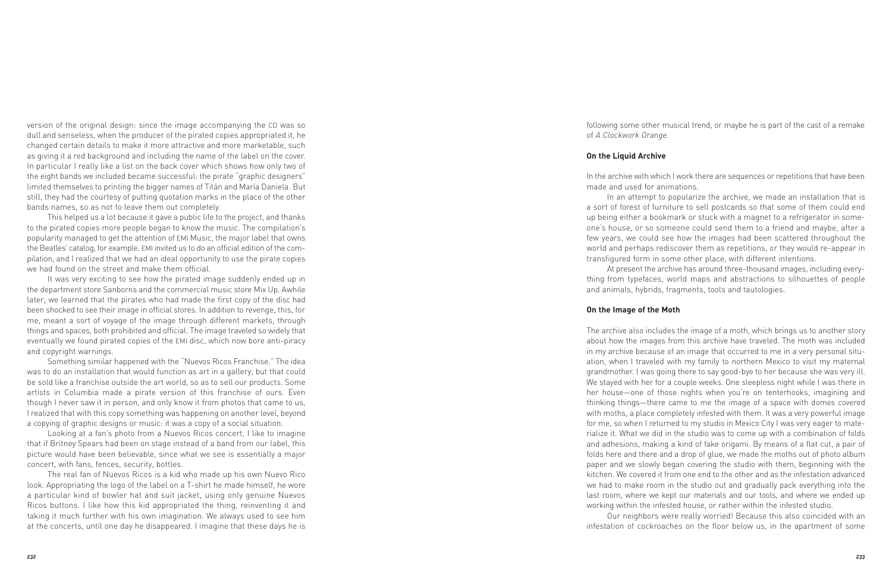version of the original design: since the image accompanying the CD was so dull and senseless, when the producer of the pirated copies appropriated it, he changed certain details to make it more attractive and more marketable, such as giving it a red background and including the name of the label on the cover. In particular I really like a list on the back cover which shows how only two of the eight bands we included became successful: the pirate "graphic designers" limited themselves to printing the bigger names of Titán and María Daniela. But still, they had the courtesy of putting quotation marks in the place of the other bands names, so as not to leave them out completely.

This helped us a lot because it gave a public life to the project, and thanks to the pirated copies more people began to know the music. The compilation's popularity managed to get the attention of EMI Music, the major label that owns the Beatles' catalog, for example. EMI invited us to do an official edition of the compilation, and I realized that we had an ideal opportunity to use the pirate copies we had found on the street and make them official.

It was very exciting to see how the pirated image suddenly ended up in the department store Sanborns and the commercial music store Mix Up. Awhile later, we learned that the pirates who had made the first copy of the disc had been shocked to see their image in official stores. In addition to revenge, this, for me, meant a sort of voyage of the image through different markets, through things and spaces, both prohibited and official. The image traveled so widely that eventually we found pirated copies of the EMI disc, which now bore anti-piracy and copyright warnings.

Something similar happened with the "Nuevos Ricos Franchise." The idea was to do an installation that would function as art in a gallery, but that could be sold like a franchise outside the art world, so as to sell our products. Some artists in Columbia made a pirate version of this franchise of ours. Even though I never saw it in person, and only know it from photos that came to us, I realized that with this copy something was happening on another level, beyond a copying of graphic designs or music: it was a copy of a social situation.

Looking at a fan's photo from a Nuevos Ricos concert, I like to imagine that if Britney Spears had been on stage instead of a band from our label, this picture would have been believable, since what we see is essentially a major concert, with fans, fences, security, bottles.

The real fan of Nuevos Ricos is a kid who made up his own Nuevo Rico look. Appropriating the logo of the label on a T-shirt he made himself, he wore a particular kind of bowler hat and suit jacket, using only genuine Nuevos Ricos buttons. I like how this kid appropriated the thing, reinventing it and taking it much further with his own imagination. We always used to see him at the concerts, until one day he disappeared. I imagine that these days he is following some other musical trend, or maybe he is part of the cast of a remake of *A Clockwork Orange*.

**On the Liquid Archive**

In the archive with which I work there are sequences or repetitions that have been made and used for animations.

In an attempt to popularize the archive, we made an installation that is a sort of forest of furniture to sell postcards so that some of them could end up being either a bookmark or stuck with a magnet to a refrigerator in someone's house, or so someone could send them to a friend and maybe, after a few years, we could see how the images had been scattered throughout the world and perhaps rediscover them as repetitions, or they would re-appear in transfigured form in some other place, with different intentions.

At present the archive has around three-thousand images, including everything from typefaces, world maps and abstractions to silhouettes of people and animals, hybrids, fragments, tools and tautologies.

**On the Image of the Moth**

The archive also includes the image of a moth, which brings us to another story about how the images from this archive have traveled. The moth was included in my archive because of an image that occurred to me in a very personal situation, when I traveled with my family to northern Mexico to visit my maternal grandmother. I was going there to say good-bye to her because she was very ill. We stayed with her for a couple weeks. One sleepless night while I was there in her house—one of those nights when you're on tenterhooks, imagining and thinking things—there came to me the image of a space with domes covered with moths, a place completely infested with them. It was a very powerful image for me, so when I returned to my studio in Mexico City I was very eager to materialize it. What we did in the studio was to come up with a combination of folds and adhesions, making a kind of fake origami. By means of a flat cut, a pair of folds here and there and a drop of glue, we made the moths out of photo album paper and we slowly began covering the studio with them, beginning with the kitchen. We covered it from one end to the other and as the infestation advanced we had to make room in the studio out and gradually pack everything into the last room, where we kept our materials and our tools, and where we ended up working within the infested house, or rather within the infested studio.

Our neighbors were really worried! Because this also coincided with an infestation of cockroaches on the floor below us, in the apartment of some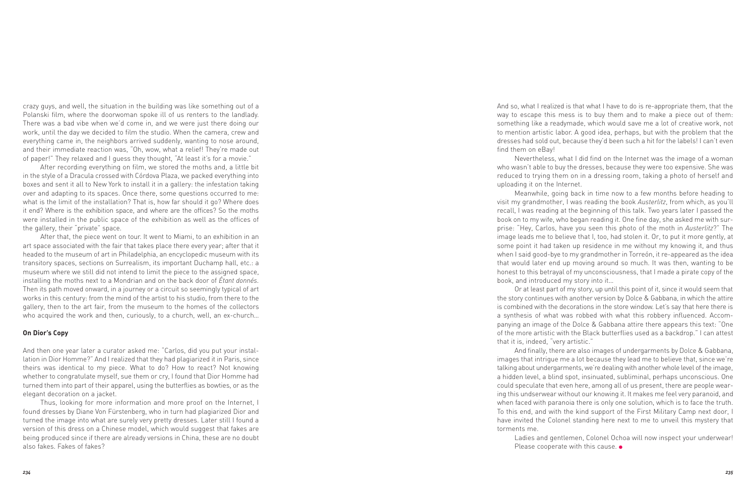crazy guys, and well, the situation in the building was like something out of a Polanski film, where the doorwoman spoke ill of us renters to the landlady. There was a bad vibe when we'd come in, and we were just there doing our work, until the day we decided to film the studio. When the camera, crew and everything came in, the neighbors arrived suddenly, wanting to nose around, and their immediate reaction was, "Oh, wow, what a relief! They're made out of paper!" They relaxed and I guess they thought, "At least it's for a movie."

After recording everything on film, we stored the moths and, a little bit in the style of a Dracula crossed with Córdova Plaza, we packed everything into boxes and sent it all to New York to install it in a gallery: the infestation taking over and adapting to its spaces. Once there, some questions occurred to me: what is the limit of the installation? That is, how far should it go? Where does it end? Where is the exhibition space, and where are the offices? So the moths were installed in the public space of the exhibition as well as the offices of the gallery, their "private" space.

After that, the piece went on tour. It went to Miami, to an exhibition in an art space associated with the fair that takes place there every year; after that it headed to the museum of art in Philadelphia, an encyclopedic museum with its transitory spaces, sections on Surrealism, its important Duchamp hall, etc.: a museum where we still did not intend to limit the piece to the assigned space, installing the moths next to a Mondrian and on the back door of *Étant donnés*. Then its path moved onward, in a journey or a circuit so seemingly typical of art works in this century: from the mind of the artist to his studio, from there to the gallery, then to the art fair, from the museum to the homes of the collectors who acquired the work and then, curiously, to a church, well, an ex-church…

### On Dior's Copy

And then one year later a curator asked me: "Carlos, did you put your installation in Dior Homme?" And I realized that they had plagiarized it in Paris, since theirs was identical to my piece. What to do? How to react? Not knowing whether to congratulate myself, sue them or cry, I found that Dior Homme had turned them into part of their apparel, using the butterflies as bowties, or as the elegant decoration on a jacket.

Thus, looking for more information and more proof on the Internet, I found dresses by Diane Von Fürstenberg, who in turn had plagiarized Dior and turned the image into what are surely very pretty dresses. Later still I found a version of this dress on a Chinese model, which would suggest that fakes are being produced since if there are already versions in China, these are no doubt also fakes. Fakes of fakes?

And so, what I realized is that what I have to do is re-appropriate them, that the way to escape this mess is to buy them and to make a piece out of them: something like a readymade, which would save me a lot of creative work, not to mention artistic labor. A good idea, perhaps, but with the problem that the dresses had sold out, because they'd been such a hit for the labels! I can't even find them on eBay!

Nevertheless, what I did find on the Internet was the image of a woman who wasn't able to buy the dresses, because they were too expensive. She was reduced to trying them on in a dressing room, taking a photo of herself and uploading it on the Internet.

Meanwhile, going back in time now to a few months before heading to visit my grandmother, I was reading the book *Austerlitz*, from which, as you'll recall, I was reading at the beginning of this talk. Two years later I passed the book on to my wife, who began reading it. One fine day, she asked me with surprise: "Hey, Carlos, have you seen this photo of the moth in *Austerlitz*?" The image leads me to believe that I, too, had stolen it. Or, to put it more gently, at some point it had taken up residence in me without my knowing it, and thus when I said good-bye to my grandmother in Torreón, it re-appeared as the idea that would later end up moving around so much. It was then, wanting to be honest to this betrayal of my unconsciousness, that I made a pirate copy of the book, and introduced my story into it…

Or at least part of my story, up until this point of it, since it would seem that the story continues with another version by Dolce & Gabbana, in which the attire is combined with the decorations in the store window. Let's say that here there is a synthesis of what was robbed with what this robbery influenced. Accompanying an image of the Dolce & Gabbana attire there appears this text: "One of the more artistic with the Black butterflies used as a backdrop." I can attest that it is, indeed, "very artistic."

And finally, there are also images of undergarments by Dolce & Gabbana, images that intrigue me a lot because they lead me to believe that, since we're talking about undergarments, we're dealing with another whole level of the image, a hidden level, a blind spot, insinuated, subliminal, perhaps unconscious. One could speculate that even here, among all of us present, there are people wearing this underwear without our knowing it. It makes me feel very paranoid, and when faced with paranoia there is only one solution, which is to face the truth. To this end, and with the kind support of the First Military Camp next door, I have invited the Colonel standing here next to me to unveil this mystery that torments me.

Ladies and gentlemen, Colonel Ochoa will now inspect your underwear! Please cooperate with this cause.